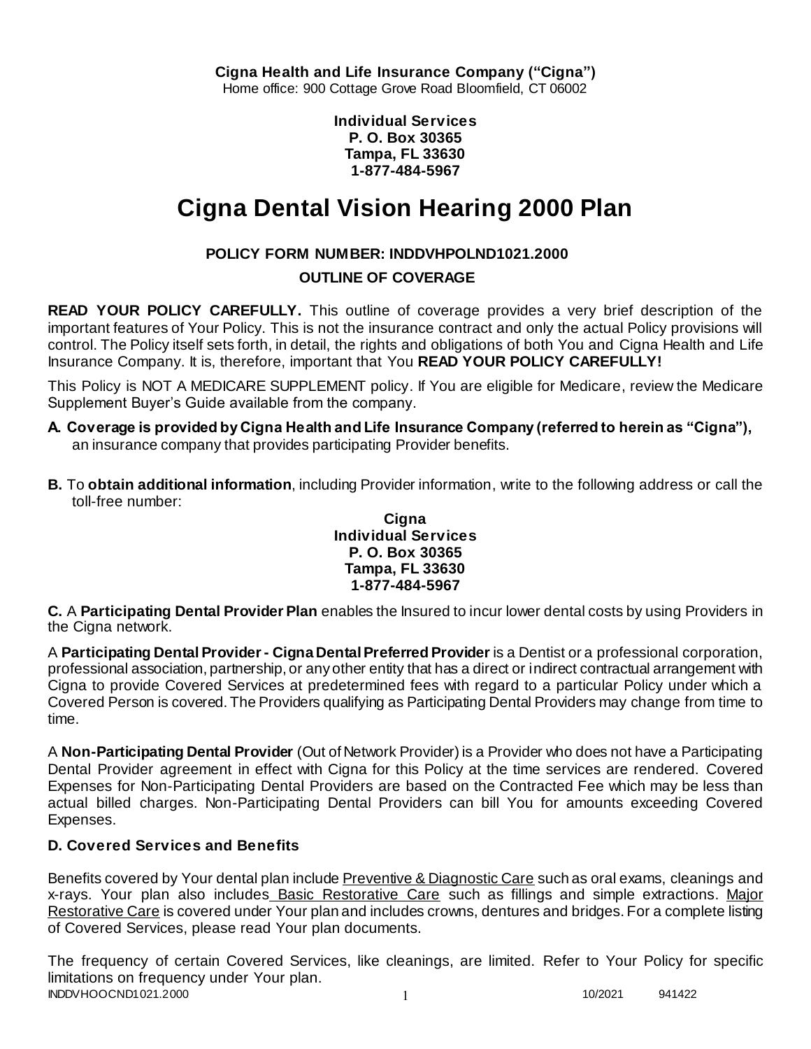**Cigna Health and Life Insurance Company ("Cigna")**
Home office: 900 Cottage Grove Road Bloomfield, CT 06002

**Individual Services**
**P. O. Box 30365**
**Tampa, FL 33630**
**1-877-484-5967**

# Cigna Dental Vision Hearing 2000 Plan

**POLICY FORM NUMBER: INDDVHPOLND1021.2000**

**OUTLINE OF COVERAGE**

**READ YOUR POLICY CAREFULLY.** This outline of coverage provides a very brief description of the important features of Your Policy. This is not the insurance contract and only the actual Policy provisions will control. The Policy itself sets forth, in detail, the rights and obligations of both You and Cigna Health and Life Insurance Company. It is, therefore, important that You **READ YOUR POLICY CAREFULLY!**

This Policy is NOT A MEDICARE SUPPLEMENT policy. If You are eligible for Medicare, review the Medicare Supplement Buyer's Guide available from the company.

**A. Coverage is provided by Cigna Health and Life Insurance Company (referred to herein as "Cigna"),** an insurance company that provides participating Provider benefits.

**B.** To **obtain additional information**, including Provider information, write to the following address or call the toll-free number:

**Cigna**
**Individual Services**
**P. O. Box 30365**
**Tampa, FL 33630**
**1-877-484-5967**

**C.** A **Participating Dental Provider Plan** enables the Insured to incur lower dental costs by using Providers in the Cigna network.

A **Participating Dental Provider - Cigna Dental Preferred Provider** is a Dentist or a professional corporation, professional association, partnership, or any other entity that has a direct or indirect contractual arrangement with Cigna to provide Covered Services at predetermined fees with regard to a particular Policy under which a Covered Person is covered. The Providers qualifying as Participating Dental Providers may change from time to time.

A **Non-Participating Dental Provider** (Out of Network Provider) is a Provider who does not have a Participating Dental Provider agreement in effect with Cigna for this Policy at the time services are rendered. Covered Expenses for Non-Participating Dental Providers are based on the Contracted Fee which may be less than actual billed charges. Non-Participating Dental Providers can bill You for amounts exceeding Covered Expenses.

### D. Covered Services and Benefits

Benefits covered by Your dental plan include Preventive & Diagnostic Care such as oral exams, cleanings and x-rays. Your plan also includes Basic Restorative Care such as fillings and simple extractions. Major Restorative Care is covered under Your plan and includes crowns, dentures and bridges. For a complete listing of Covered Services, please read Your plan documents.

The frequency of certain Covered Services, like cleanings, are limited. Refer to Your Policy for specific limitations on frequency under Your plan.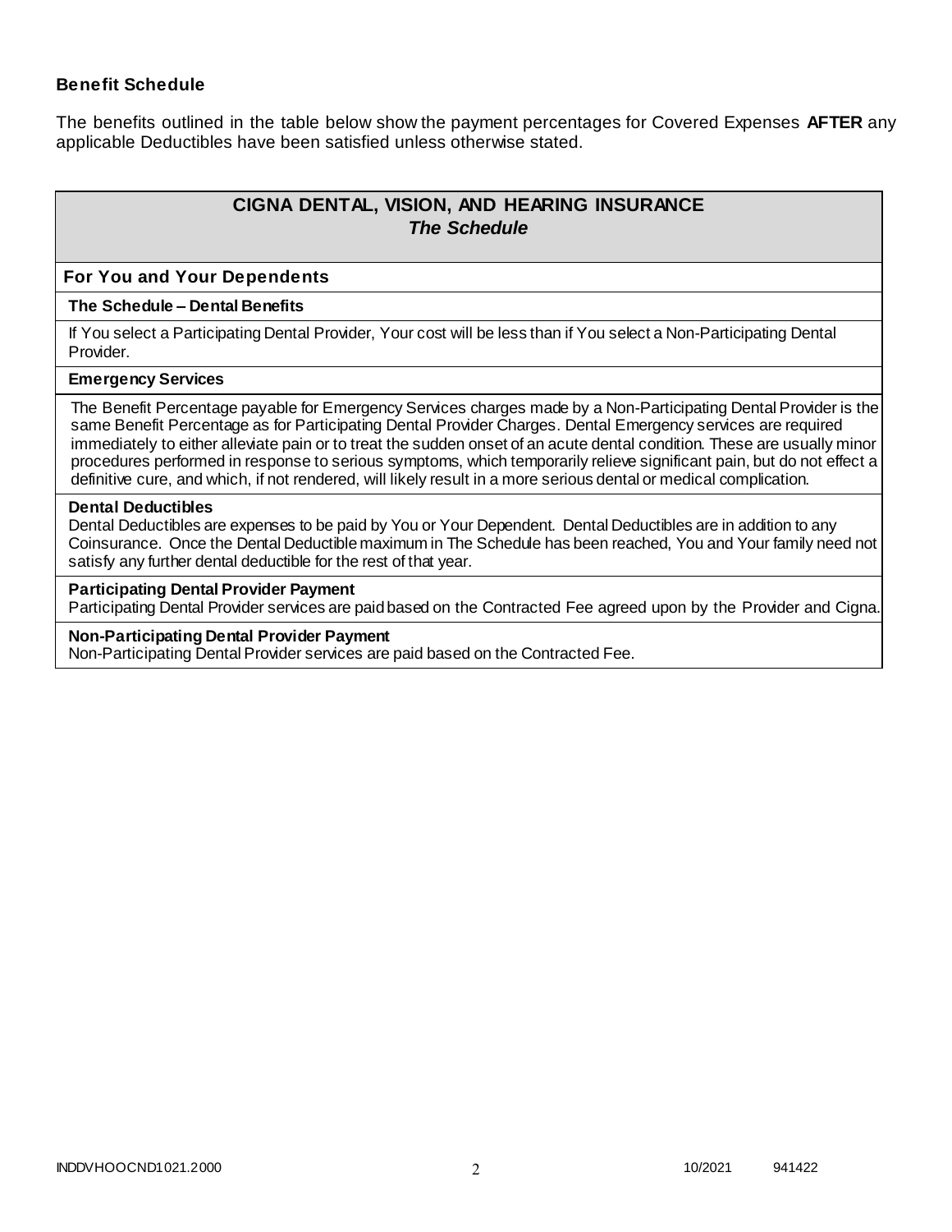### Benefit Schedule

The benefits outlined in the table below show the payment percentages for Covered Expenses **AFTER** any applicable Deductibles have been satisfied unless otherwise stated.

## CIGNA DENTAL, VISION, AND HEARING INSURANCE
### *The Schedule*

**For You and Your Dependents**

**The Schedule – Dental Benefits**

If You select a Participating Dental Provider, Your cost will be less than if You select a Non-Participating Dental Provider.

**Emergency Services**

The Benefit Percentage payable for Emergency Services charges made by a Non-Participating Dental Provider is the same Benefit Percentage as for Participating Dental Provider Charges. Dental Emergency services are required immediately to either alleviate pain or to treat the sudden onset of an acute dental condition. These are usually minor procedures performed in response to serious symptoms, which temporarily relieve significant pain, but do not effect a definitive cure, and which, if not rendered, will likely result in a more serious dental or medical complication.

**Dental Deductibles**

Dental Deductibles are expenses to be paid by You or Your Dependent. Dental Deductibles are in addition to any Coinsurance. Once the Dental Deductible maximum in The Schedule has been reached, You and Your family need not satisfy any further dental deductible for the rest of that year.

**Participating Dental Provider Payment**

Participating Dental Provider services are paid based on the Contracted Fee agreed upon by the Provider and Cigna.

**Non-Participating Dental Provider Payment**

Non-Participating Dental Provider services are paid based on the Contracted Fee.

INDDVHOOCND1021.2000 10/2021 941422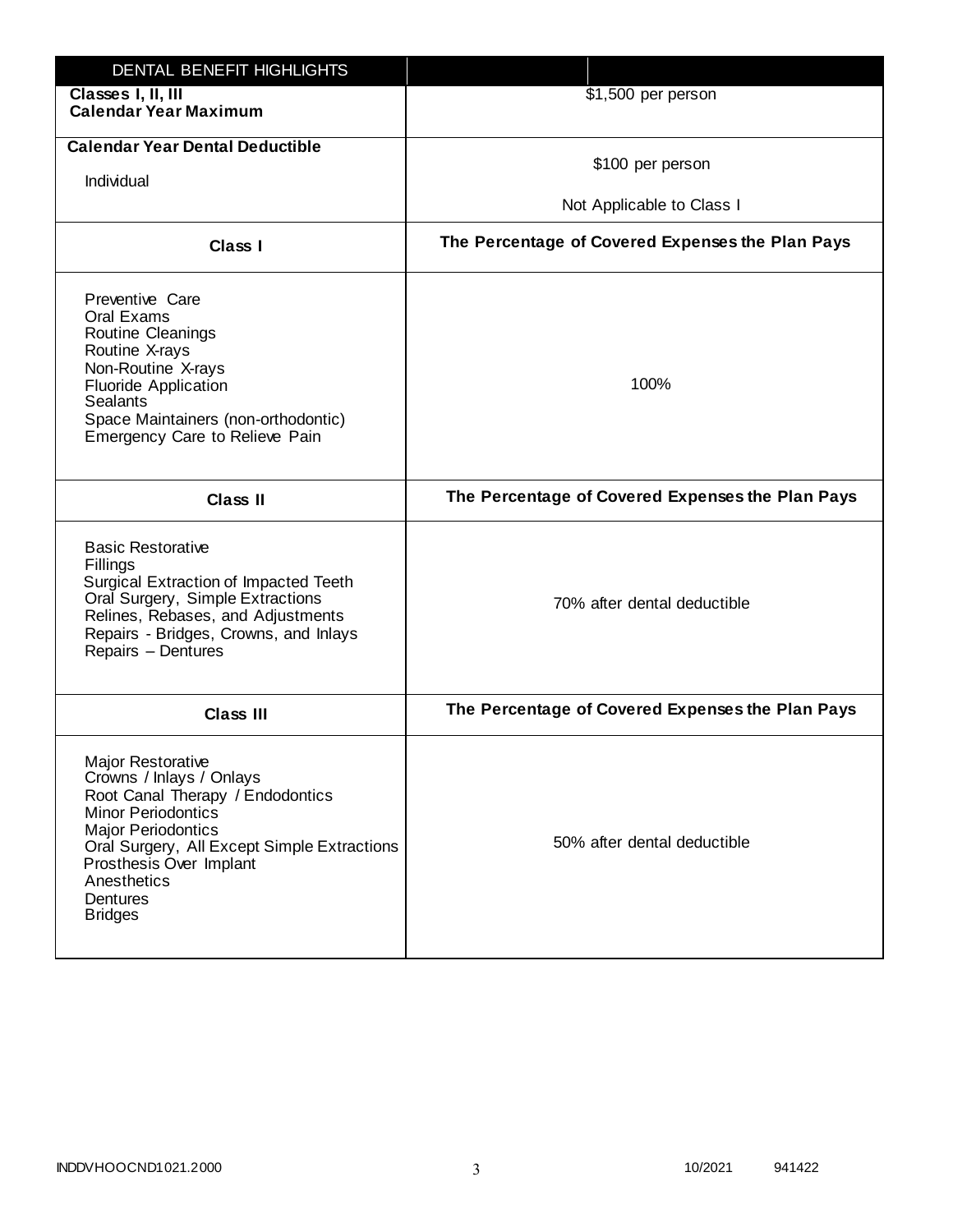| DENTAL BENEFIT HIGHLIGHTS | |
|---|---|
| **Classes I, II, III**<br>**Calendar Year Maximum** | $1,500 per person |
| **Calendar Year Dental Deductible**<br>Individual | $100 per person<br>Not Applicable to Class I |
| **Class I** | **The Percentage of Covered Expenses the Plan Pays** |
| Preventive Care<br>Oral Exams<br>Routine Cleanings<br>Routine X-rays<br>Non-Routine X-rays<br>Fluoride Application<br>Sealants<br>Space Maintainers (non-orthodontic)<br>Emergency Care to Relieve Pain | 100% |
| **Class II** | **The Percentage of Covered Expenses the Plan Pays** |
| Basic Restorative<br>Fillings<br>Surgical Extraction of Impacted Teeth<br>Oral Surgery, Simple Extractions<br>Relines, Rebases, and Adjustments<br>Repairs - Bridges, Crowns, and Inlays<br>Repairs – Dentures | 70% after dental deductible |
| **Class III** | **The Percentage of Covered Expenses the Plan Pays** |
| Major Restorative<br>Crowns / Inlays / Onlays<br>Root Canal Therapy / Endodontics<br>Minor Periodontics<br>Major Periodontics<br>Oral Surgery, All Except Simple Extractions<br>Prosthesis Over Implant<br>Anesthetics<br>Dentures<br>Bridges | 50% after dental deductible |

INDDVHOOCND1021.2000 10/2021 941422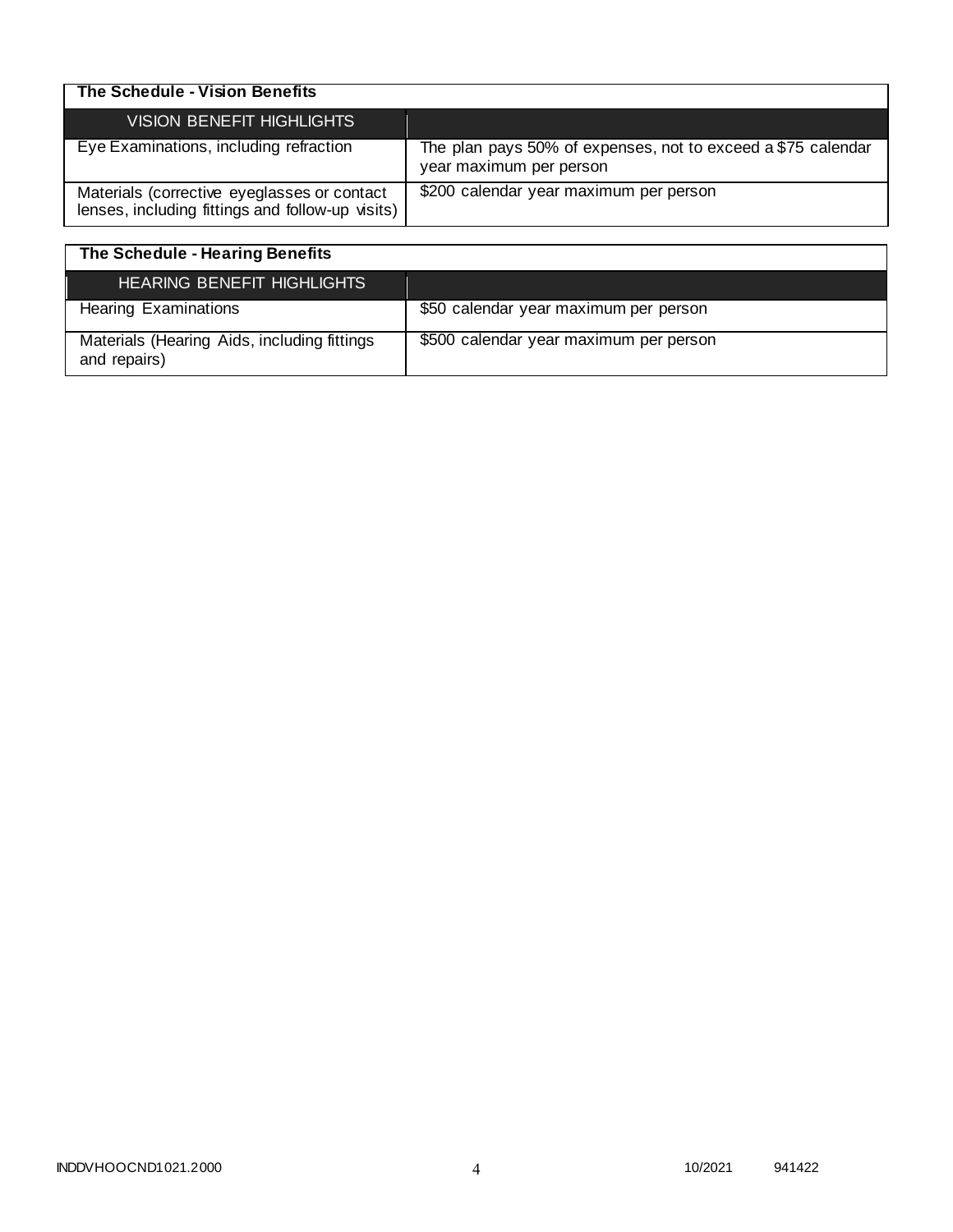| The Schedule - Vision Benefits | |
|---|---|
| VISION BENEFIT HIGHLIGHTS | |
| Eye Examinations, including refraction | The plan pays 50% of expenses, not to exceed a $75 calendar year maximum per person |
| Materials (corrective eyeglasses or contact lenses, including fittings and follow-up visits) | $200 calendar year maximum per person |

| The Schedule - Hearing Benefits | |
|---|---|
| HEARING BENEFIT HIGHLIGHTS | |
| Hearing Examinations | $50 calendar year maximum per person |
| Materials (Hearing Aids, including fittings and repairs) | $500 calendar year maximum per person |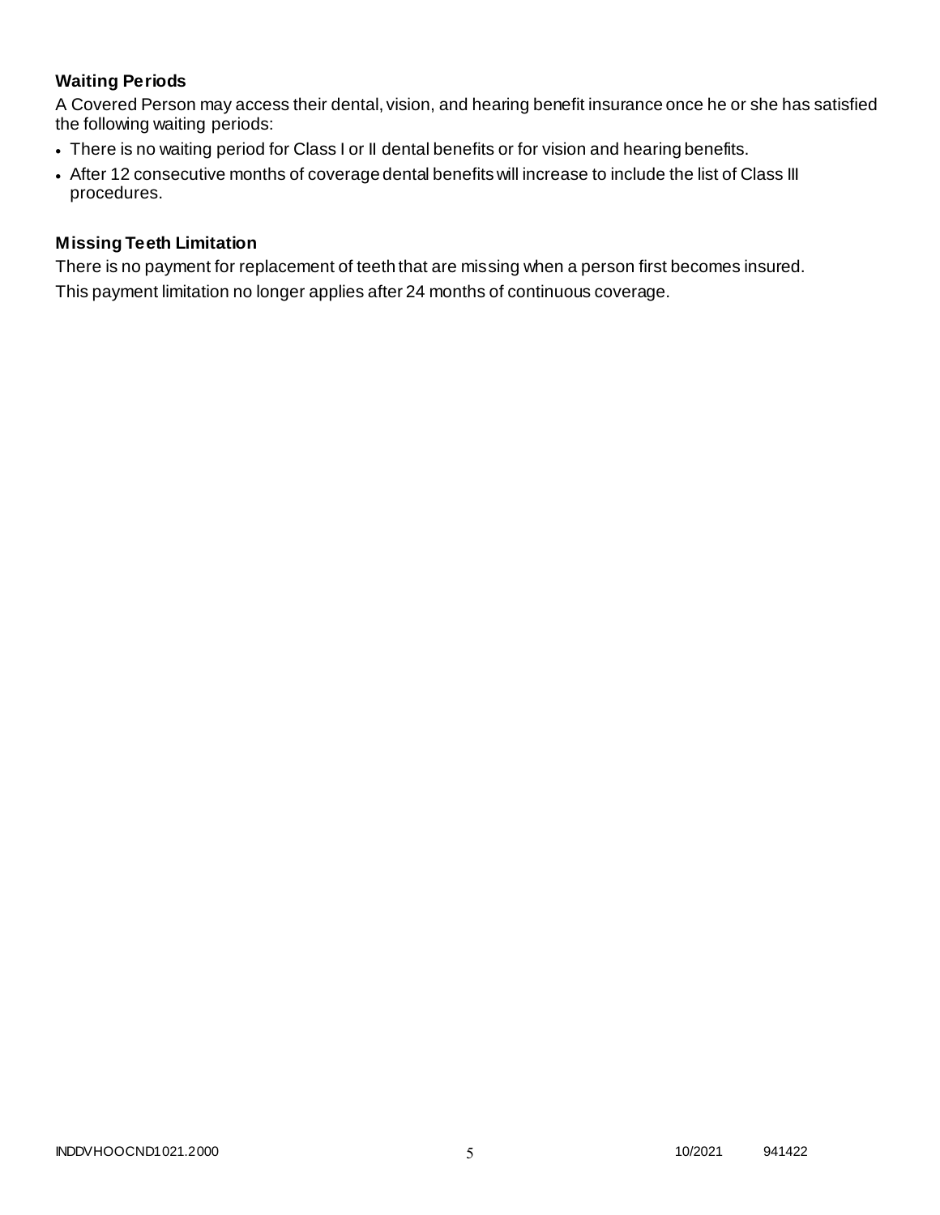### Waiting Periods

A Covered Person may access their dental, vision, and hearing benefit insurance once he or she has satisfied the following waiting periods:

- There is no waiting period for Class I or II dental benefits or for vision and hearing benefits.
- After 12 consecutive months of coverage dental benefits will increase to include the list of Class III procedures.

### Missing Teeth Limitation

There is no payment for replacement of teeth that are missing when a person first becomes insured.

This payment limitation no longer applies after 24 months of continuous coverage.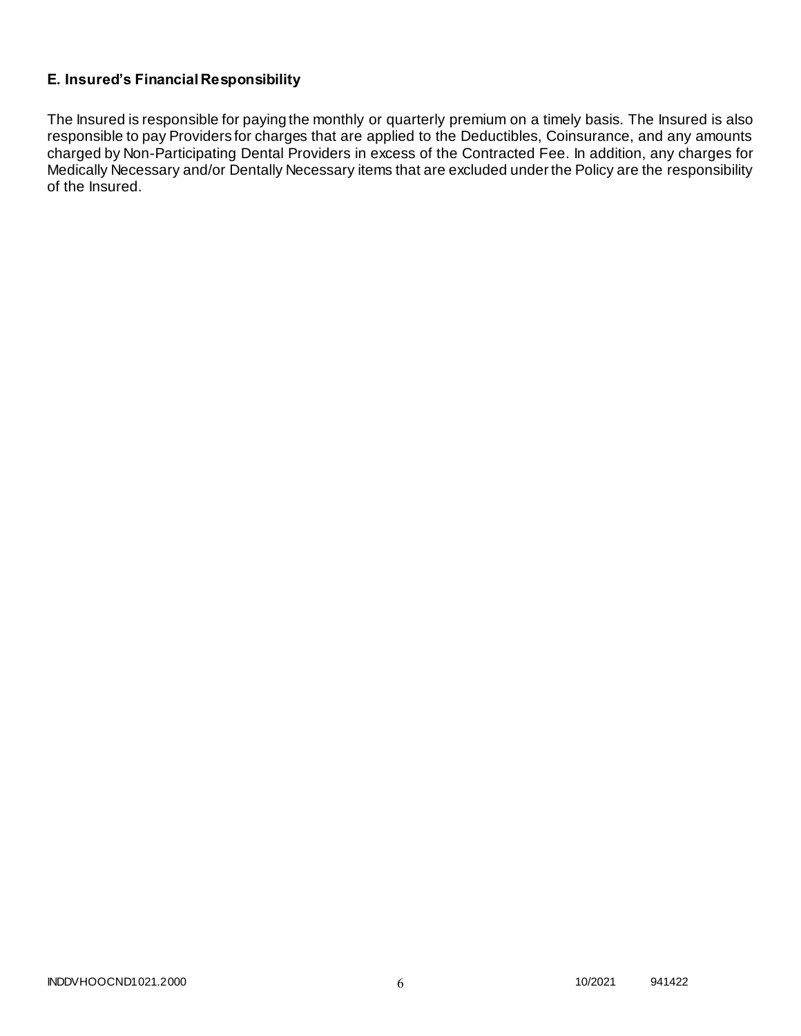### E. Insured's Financial Responsibility

The Insured is responsible for paying the monthly or quarterly premium on a timely basis. The Insured is also responsible to pay Providers for charges that are applied to the Deductibles, Coinsurance, and any amounts charged by Non-Participating Dental Providers in excess of the Contracted Fee. In addition, any charges for Medically Necessary and/or Dentally Necessary items that are excluded under the Policy are the responsibility of the Insured.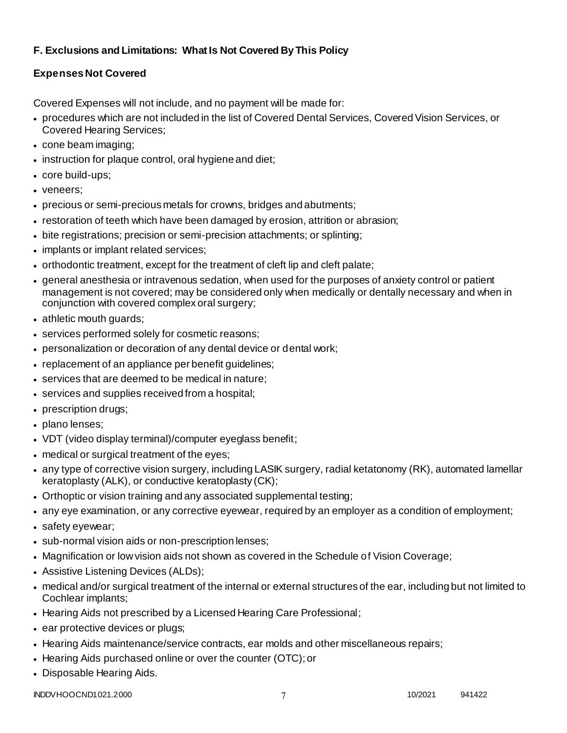## F. Exclusions and Limitations: What Is Not Covered By This Policy

### Expenses Not Covered

Covered Expenses will not include, and no payment will be made for:

- procedures which are not included in the list of Covered Dental Services, Covered Vision Services, or Covered Hearing Services;
- cone beam imaging;
- instruction for plaque control, oral hygiene and diet;
- core build-ups;
- veneers;
- precious or semi-precious metals for crowns, bridges and abutments;
- restoration of teeth which have been damaged by erosion, attrition or abrasion;
- bite registrations; precision or semi-precision attachments; or splinting;
- implants or implant related services;
- orthodontic treatment, except for the treatment of cleft lip and cleft palate;
- general anesthesia or intravenous sedation, when used for the purposes of anxiety control or patient management is not covered; may be considered only when medically or dentally necessary and when in conjunction with covered complex oral surgery;
- athletic mouth guards;
- services performed solely for cosmetic reasons;
- personalization or decoration of any dental device or dental work;
- replacement of an appliance per benefit guidelines;
- services that are deemed to be medical in nature;
- services and supplies received from a hospital;
- prescription drugs;
- plano lenses;
- VDT (video display terminal)/computer eyeglass benefit;
- medical or surgical treatment of the eyes;
- any type of corrective vision surgery, including LASIK surgery, radial ketatonomy (RK), automated lamellar keratoplasty (ALK), or conductive keratoplasty (CK);
- Orthoptic or vision training and any associated supplemental testing;
- any eye examination, or any corrective eyewear, required by an employer as a condition of employment;
- safety eyewear;
- sub-normal vision aids or non-prescription lenses;
- Magnification or low vision aids not shown as covered in the Schedule of Vision Coverage;
- Assistive Listening Devices (ALDs);
- medical and/or surgical treatment of the internal or external structures of the ear, including but not limited to Cochlear implants;
- Hearing Aids not prescribed by a Licensed Hearing Care Professional;
- ear protective devices or plugs;
- Hearing Aids maintenance/service contracts, ear molds and other miscellaneous repairs;
- Hearing Aids purchased online or over the counter (OTC); or
- Disposable Hearing Aids.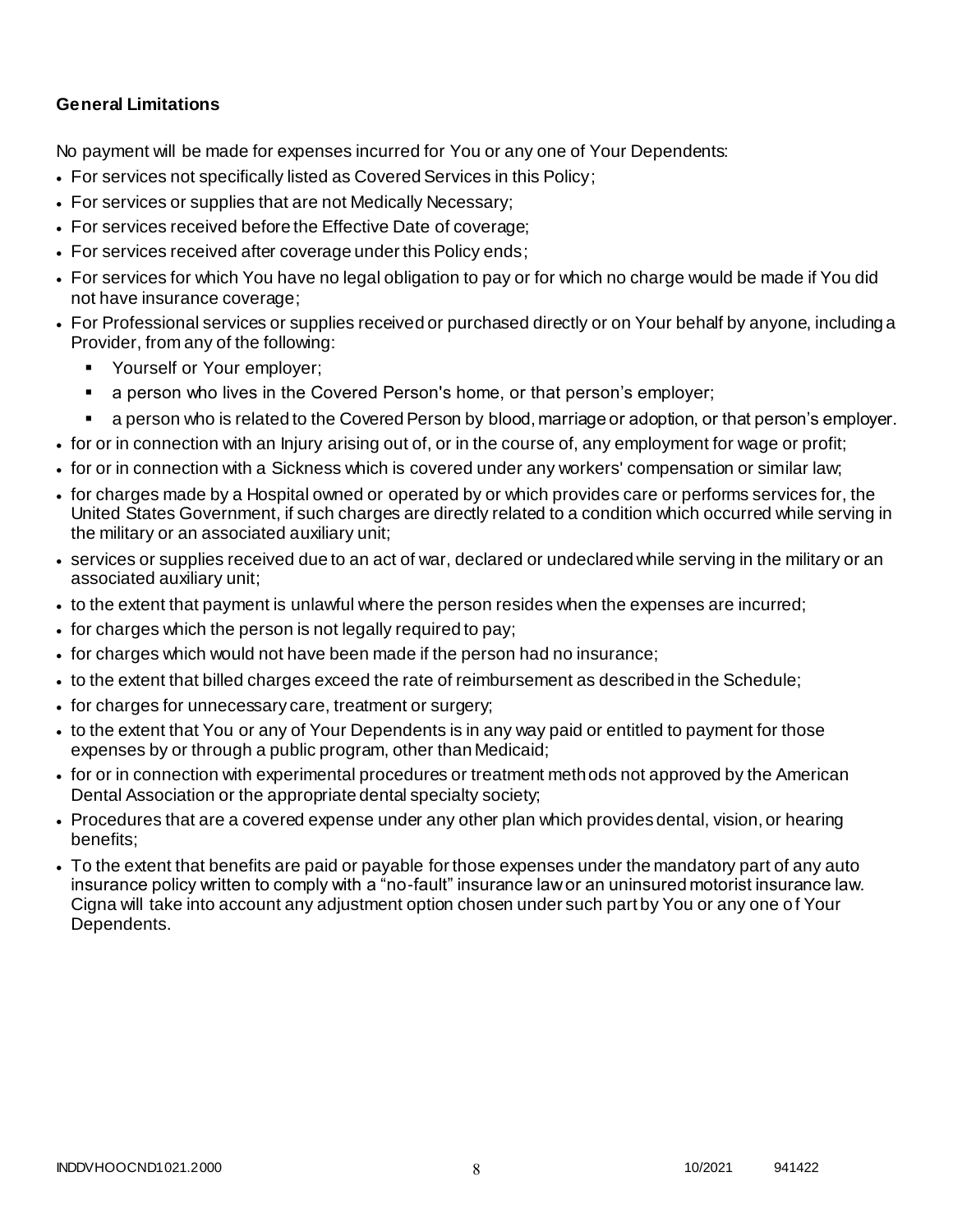**General Limitations**

No payment will be made for expenses incurred for You or any one of Your Dependents:

- For services not specifically listed as Covered Services in this Policy;
- For services or supplies that are not Medically Necessary;
- For services received before the Effective Date of coverage;
- For services received after coverage under this Policy ends;
- For services for which You have no legal obligation to pay or for which no charge would be made if You did not have insurance coverage;
- For Professional services or supplies received or purchased directly or on Your behalf by anyone, including a Provider, from any of the following:
  - Yourself or Your employer;
  - a person who lives in the Covered Person's home, or that person's employer;
  - a person who is related to the Covered Person by blood, marriage or adoption, or that person's employer.
- for or in connection with an Injury arising out of, or in the course of, any employment for wage or profit;
- for or in connection with a Sickness which is covered under any workers' compensation or similar law;
- for charges made by a Hospital owned or operated by or which provides care or performs services for, the United States Government, if such charges are directly related to a condition which occurred while serving in the military or an associated auxiliary unit;
- services or supplies received due to an act of war, declared or undeclared while serving in the military or an associated auxiliary unit;
- to the extent that payment is unlawful where the person resides when the expenses are incurred;
- for charges which the person is not legally required to pay;
- for charges which would not have been made if the person had no insurance;
- to the extent that billed charges exceed the rate of reimbursement as described in the Schedule;
- for charges for unnecessary care, treatment or surgery;
- to the extent that You or any of Your Dependents is in any way paid or entitled to payment for those expenses by or through a public program, other than Medicaid;
- for or in connection with experimental procedures or treatment methods not approved by the American Dental Association or the appropriate dental specialty society;
- Procedures that are a covered expense under any other plan which provides dental, vision, or hearing benefits;
- To the extent that benefits are paid or payable for those expenses under the mandatory part of any auto insurance policy written to comply with a "no-fault" insurance law or an uninsured motorist insurance law. Cigna will take into account any adjustment option chosen under such part by You or any one of Your Dependents.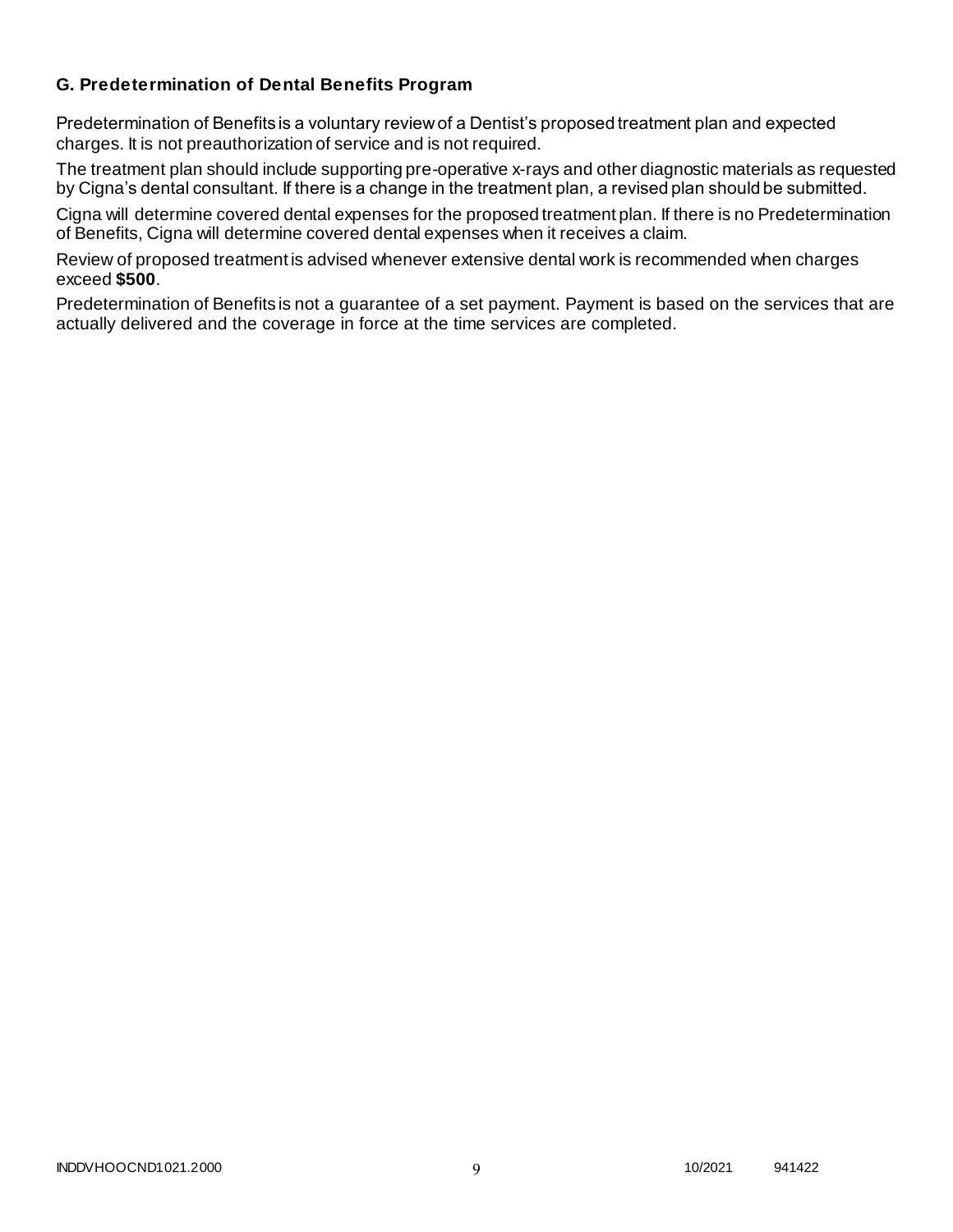### G. Predetermination of Dental Benefits Program

Predetermination of Benefits is a voluntary review of a Dentist's proposed treatment plan and expected charges. It is not preauthorization of service and is not required.

The treatment plan should include supporting pre-operative x-rays and other diagnostic materials as requested by Cigna's dental consultant. If there is a change in the treatment plan, a revised plan should be submitted.

Cigna will determine covered dental expenses for the proposed treatment plan. If there is no Predetermination of Benefits, Cigna will determine covered dental expenses when it receives a claim.

Review of proposed treatment is advised whenever extensive dental work is recommended when charges exceed **$500**.

Predetermination of Benefits is not a guarantee of a set payment. Payment is based on the services that are actually delivered and the coverage in force at the time services are completed.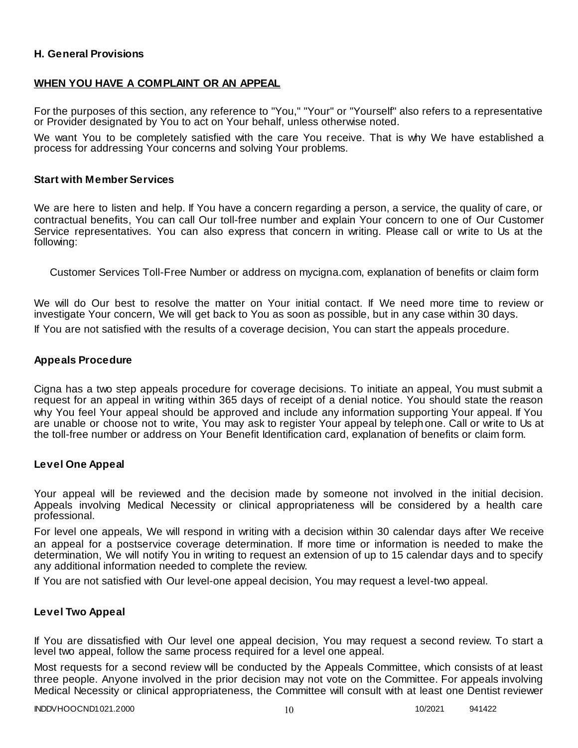### H. General Provisions

**WHEN YOU HAVE A COMPLAINT OR AN APPEAL**

For the purposes of this section, any reference to "You," "Your" or "Yourself" also refers to a representative or Provider designated by You to act on Your behalf, unless otherwise noted.

We want You to be completely satisfied with the care You receive. That is why We have established a process for addressing Your concerns and solving Your problems.

#### Start with Member Services

We are here to listen and help. If You have a concern regarding a person, a service, the quality of care, or contractual benefits, You can call Our toll-free number and explain Your concern to one of Our Customer Service representatives. You can also express that concern in writing. Please call or write to Us at the following:

Customer Services Toll-Free Number or address on mycigna.com, explanation of benefits or claim form

We will do Our best to resolve the matter on Your initial contact. If We need more time to review or investigate Your concern, We will get back to You as soon as possible, but in any case within 30 days.

If You are not satisfied with the results of a coverage decision, You can start the appeals procedure.

#### Appeals Procedure

Cigna has a two step appeals procedure for coverage decisions. To initiate an appeal, You must submit a request for an appeal in writing within 365 days of receipt of a denial notice. You should state the reason why You feel Your appeal should be approved and include any information supporting Your appeal. If You are unable or choose not to write, You may ask to register Your appeal by telephone. Call or write to Us at the toll-free number or address on Your Benefit Identification card, explanation of benefits or claim form.

#### Level One Appeal

Your appeal will be reviewed and the decision made by someone not involved in the initial decision. Appeals involving Medical Necessity or clinical appropriateness will be considered by a health care professional.

For level one appeals, We will respond in writing with a decision within 30 calendar days after We receive an appeal for a postservice coverage determination. If more time or information is needed to make the determination, We will notify You in writing to request an extension of up to 15 calendar days and to specify any additional information needed to complete the review.

If You are not satisfied with Our level-one appeal decision, You may request a level-two appeal.

#### Level Two Appeal

If You are dissatisfied with Our level one appeal decision, You may request a second review. To start a level two appeal, follow the same process required for a level one appeal.

Most requests for a second review will be conducted by the Appeals Committee, which consists of at least three people. Anyone involved in the prior decision may not vote on the Committee. For appeals involving Medical Necessity or clinical appropriateness, the Committee will consult with at least one Dentist reviewer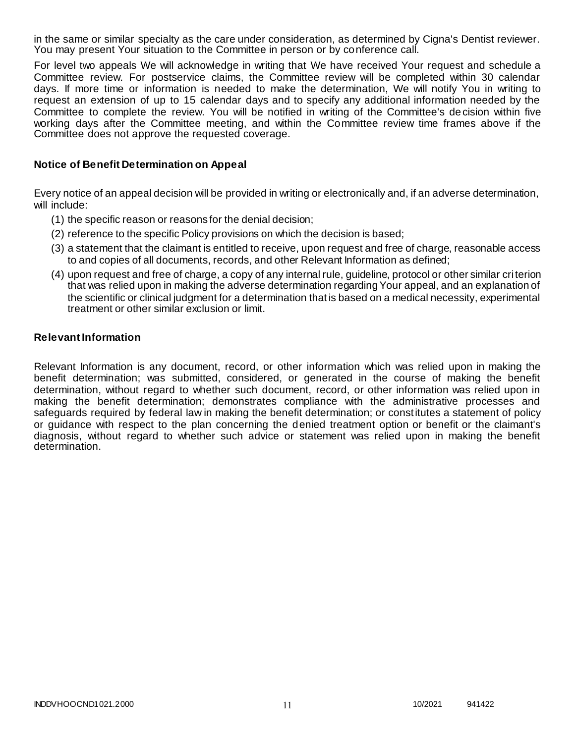in the same or similar specialty as the care under consideration, as determined by Cigna's Dentist reviewer. You may present Your situation to the Committee in person or by conference call.

For level two appeals We will acknowledge in writing that We have received Your request and schedule a Committee review. For postservice claims, the Committee review will be completed within 30 calendar days. If more time or information is needed to make the determination, We will notify You in writing to request an extension of up to 15 calendar days and to specify any additional information needed by the Committee to complete the review. You will be notified in writing of the Committee's decision within five working days after the Committee meeting, and within the Committee review time frames above if the Committee does not approve the requested coverage.

### Notice of Benefit Determination on Appeal

Every notice of an appeal decision will be provided in writing or electronically and, if an adverse determination, will include:

(1) the specific reason or reasons for the denial decision;

(2) reference to the specific Policy provisions on which the decision is based;

(3) a statement that the claimant is entitled to receive, upon request and free of charge, reasonable access to and copies of all documents, records, and other Relevant Information as defined;

(4) upon request and free of charge, a copy of any internal rule, guideline, protocol or other similar criterion that was relied upon in making the adverse determination regarding Your appeal, and an explanation of the scientific or clinical judgment for a determination that is based on a medical necessity, experimental treatment or other similar exclusion or limit.

### Relevant Information

Relevant Information is any document, record, or other information which was relied upon in making the benefit determination; was submitted, considered, or generated in the course of making the benefit determination, without regard to whether such document, record, or other information was relied upon in making the benefit determination; demonstrates compliance with the administrative processes and safeguards required by federal law in making the benefit determination; or constitutes a statement of policy or guidance with respect to the plan concerning the denied treatment option or benefit or the claimant's diagnosis, without regard to whether such advice or statement was relied upon in making the benefit determination.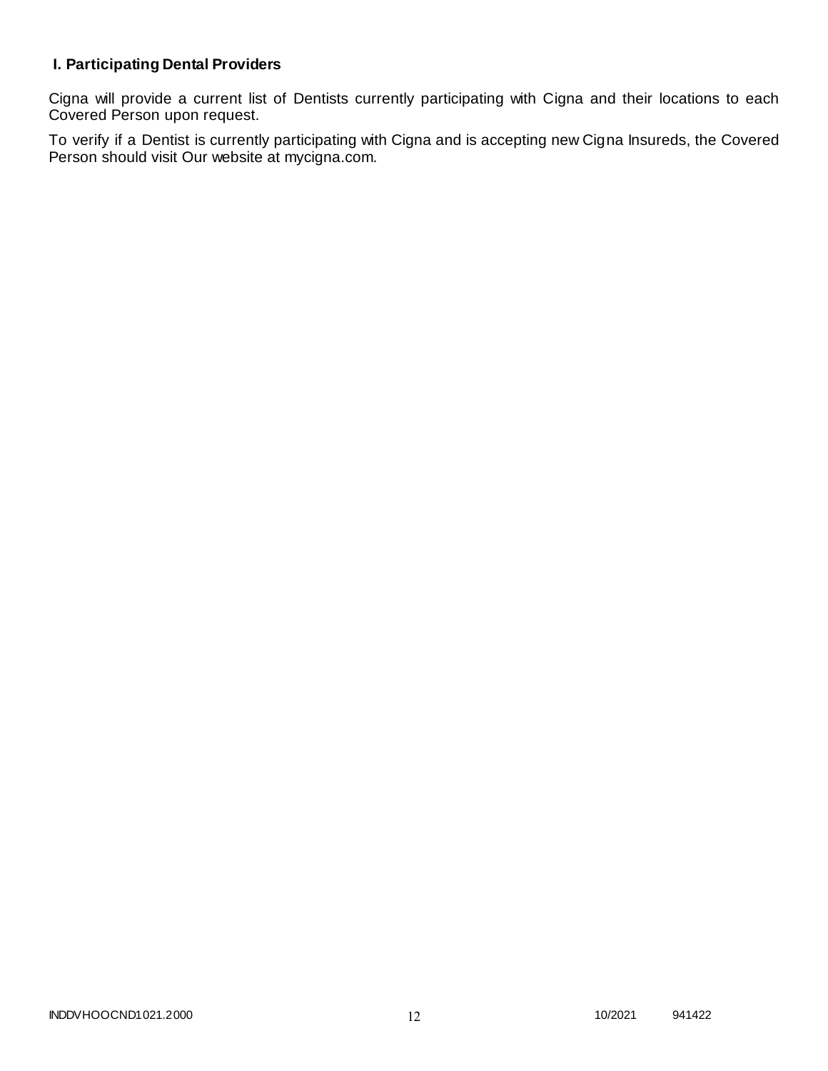### I. Participating Dental Providers

Cigna will provide a current list of Dentists currently participating with Cigna and their locations to each Covered Person upon request.

To verify if a Dentist is currently participating with Cigna and is accepting new Cigna Insureds, the Covered Person should visit Our website at mycigna.com.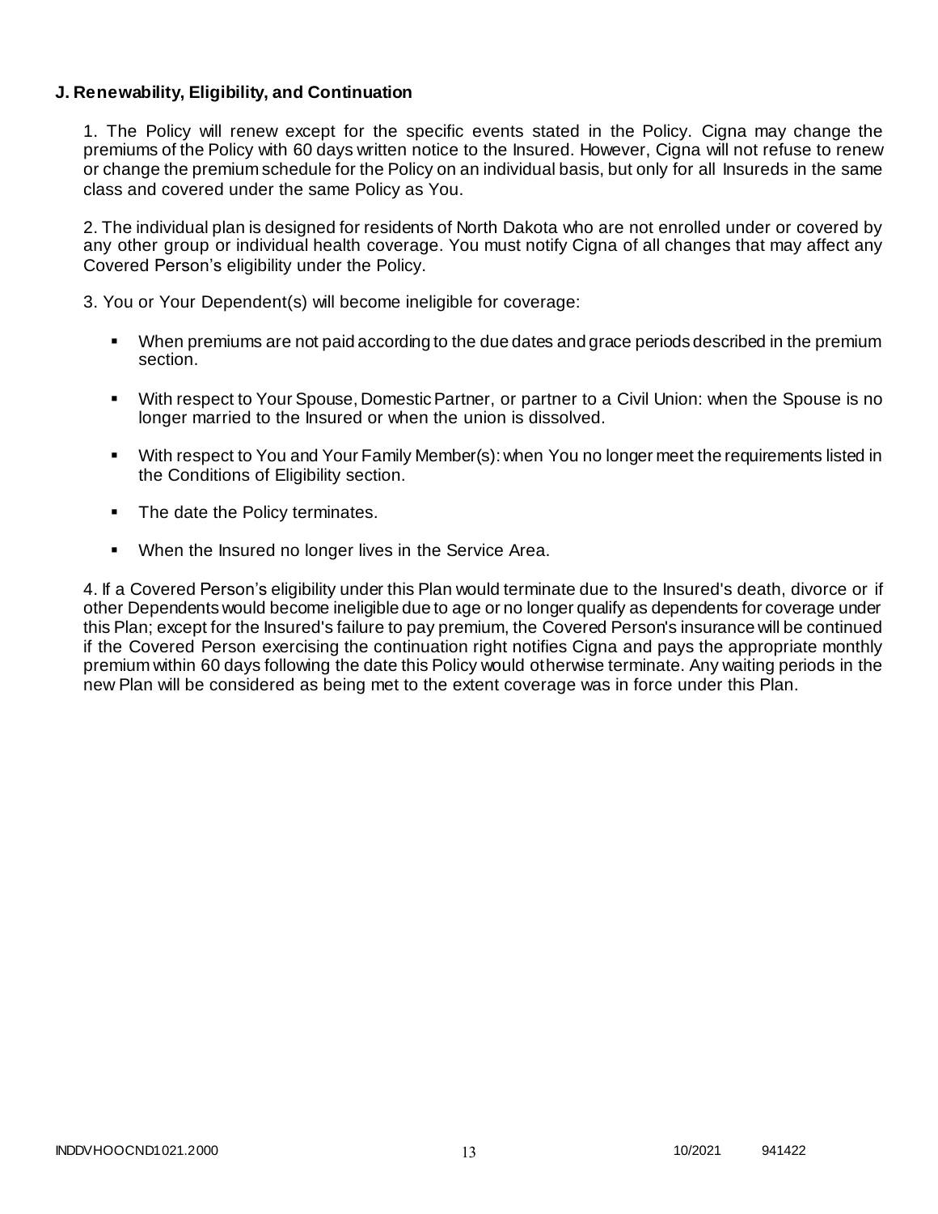**J. Renewability, Eligibility, and Continuation**

1. The Policy will renew except for the specific events stated in the Policy. Cigna may change the premiums of the Policy with 60 days written notice to the Insured. However, Cigna will not refuse to renew or change the premium schedule for the Policy on an individual basis, but only for all Insureds in the same class and covered under the same Policy as You.

2. The individual plan is designed for residents of North Dakota who are not enrolled under or covered by any other group or individual health coverage. You must notify Cigna of all changes that may affect any Covered Person's eligibility under the Policy.

3. You or Your Dependent(s) will become ineligible for coverage:

- When premiums are not paid according to the due dates and grace periods described in the premium section.
- With respect to Your Spouse, Domestic Partner, or partner to a Civil Union: when the Spouse is no longer married to the Insured or when the union is dissolved.
- With respect to You and Your Family Member(s): when You no longer meet the requirements listed in the Conditions of Eligibility section.
- The date the Policy terminates.
- When the Insured no longer lives in the Service Area.

4. If a Covered Person's eligibility under this Plan would terminate due to the Insured's death, divorce or if other Dependents would become ineligible due to age or no longer qualify as dependents for coverage under this Plan; except for the Insured's failure to pay premium, the Covered Person's insurance will be continued if the Covered Person exercising the continuation right notifies Cigna and pays the appropriate monthly premium within 60 days following the date this Policy would otherwise terminate. Any waiting periods in the new Plan will be considered as being met to the extent coverage was in force under this Plan.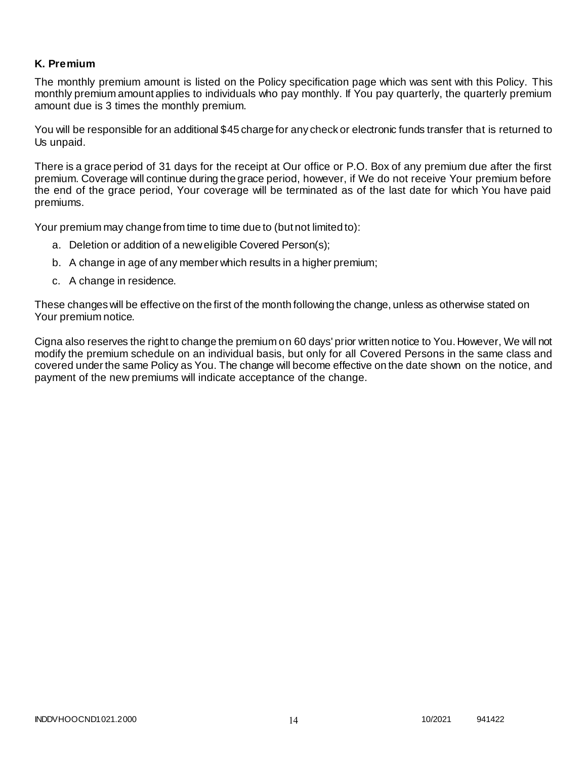### K. Premium

The monthly premium amount is listed on the Policy specification page which was sent with this Policy. This monthly premium amount applies to individuals who pay monthly. If You pay quarterly, the quarterly premium amount due is 3 times the monthly premium.

You will be responsible for an additional $45 charge for any check or electronic funds transfer that is returned to Us unpaid.

There is a grace period of 31 days for the receipt at Our office or P.O. Box of any premium due after the first premium. Coverage will continue during the grace period, however, if We do not receive Your premium before the end of the grace period, Your coverage will be terminated as of the last date for which You have paid premiums.

Your premium may change from time to time due to (but not limited to):

a. Deletion or addition of a new eligible Covered Person(s);
b. A change in age of any member which results in a higher premium;
c. A change in residence.

These changes will be effective on the first of the month following the change, unless as otherwise stated on Your premium notice.

Cigna also reserves the right to change the premium on 60 days' prior written notice to You. However, We will not modify the premium schedule on an individual basis, but only for all Covered Persons in the same class and covered under the same Policy as You. The change will become effective on the date shown on the notice, and payment of the new premiums will indicate acceptance of the change.